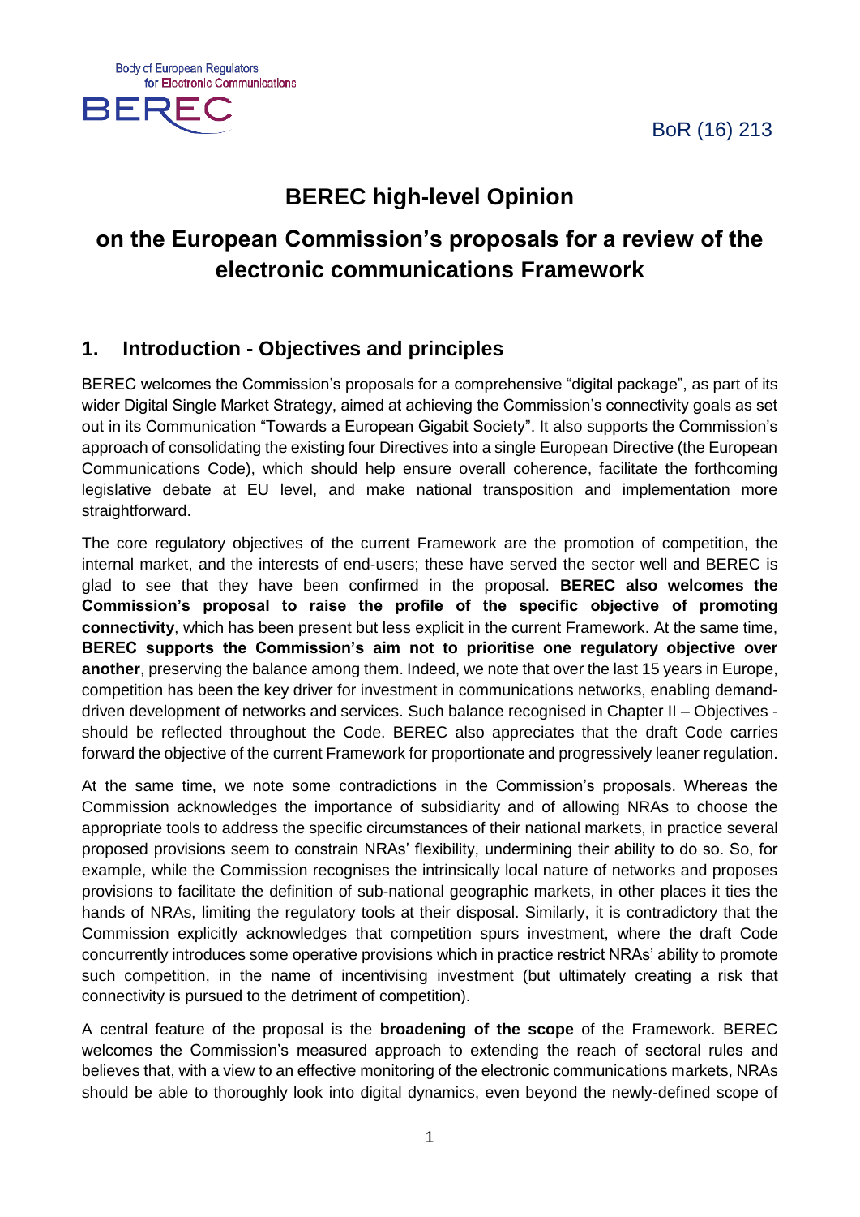BoR (16) 213

# BEREC high-level Opinion

# on the European Commission's proposals for a review of the electronic communications Framework

## 1. Introduction - Objectives and principles

BEREC welcomes the Commission's proposals for a comprehensive "digital package", as part of its wider Digital Single Market Strategy, aimed at achieving the Commission's connectivity goals as set out in its Communication "Towards a European Gigabit Society". It also supports the Commission's approach of consolidating the existing four Directives into a single European Directive (the European Communications Code), which should help ensure overall coherence, facilitate the forthcoming legislative debate at EU level, and make national transposition and implementation more straightforward.

The core regulatory objectives of the current Framework are the promotion of competition, the internal market, and the interests of end-users; these have served the sector well and BEREC is glad to see that they have been confirmed in the proposal. **BEREC also welcomes the Commission's proposal to raise the profile of the specific objective of promoting connectivity**, which has been present but less explicit in the current Framework. At the same time, **BEREC supports the Commission's aim not to prioritise one regulatory objective over another**, preserving the balance among them. Indeed, we note that over the last 15 years in Europe, competition has been the key driver for investment in communications networks, enabling demand-driven development of networks and services. Such balance recognised in Chapter II – Objectives - should be reflected throughout the Code. BEREC also appreciates that the draft Code carries forward the objective of the current Framework for proportionate and progressively leaner regulation.

At the same time, we note some contradictions in the Commission's proposals. Whereas the Commission acknowledges the importance of subsidiarity and of allowing NRAs to choose the appropriate tools to address the specific circumstances of their national markets, in practice several proposed provisions seem to constrain NRAs' flexibility, undermining their ability to do so. So, for example, while the Commission recognises the intrinsically local nature of networks and proposes provisions to facilitate the definition of sub-national geographic markets, in other places it ties the hands of NRAs, limiting the regulatory tools at their disposal. Similarly, it is contradictory that the Commission explicitly acknowledges that competition spurs investment, where the draft Code concurrently introduces some operative provisions which in practice restrict NRAs' ability to promote such competition, in the name of incentivising investment (but ultimately creating a risk that connectivity is pursued to the detriment of competition).

A central feature of the proposal is the **broadening of the scope** of the Framework. BEREC welcomes the Commission's measured approach to extending the reach of sectoral rules and believes that, with a view to an effective monitoring of the electronic communications markets, NRAs should be able to thoroughly look into digital dynamics, even beyond the newly-defined scope of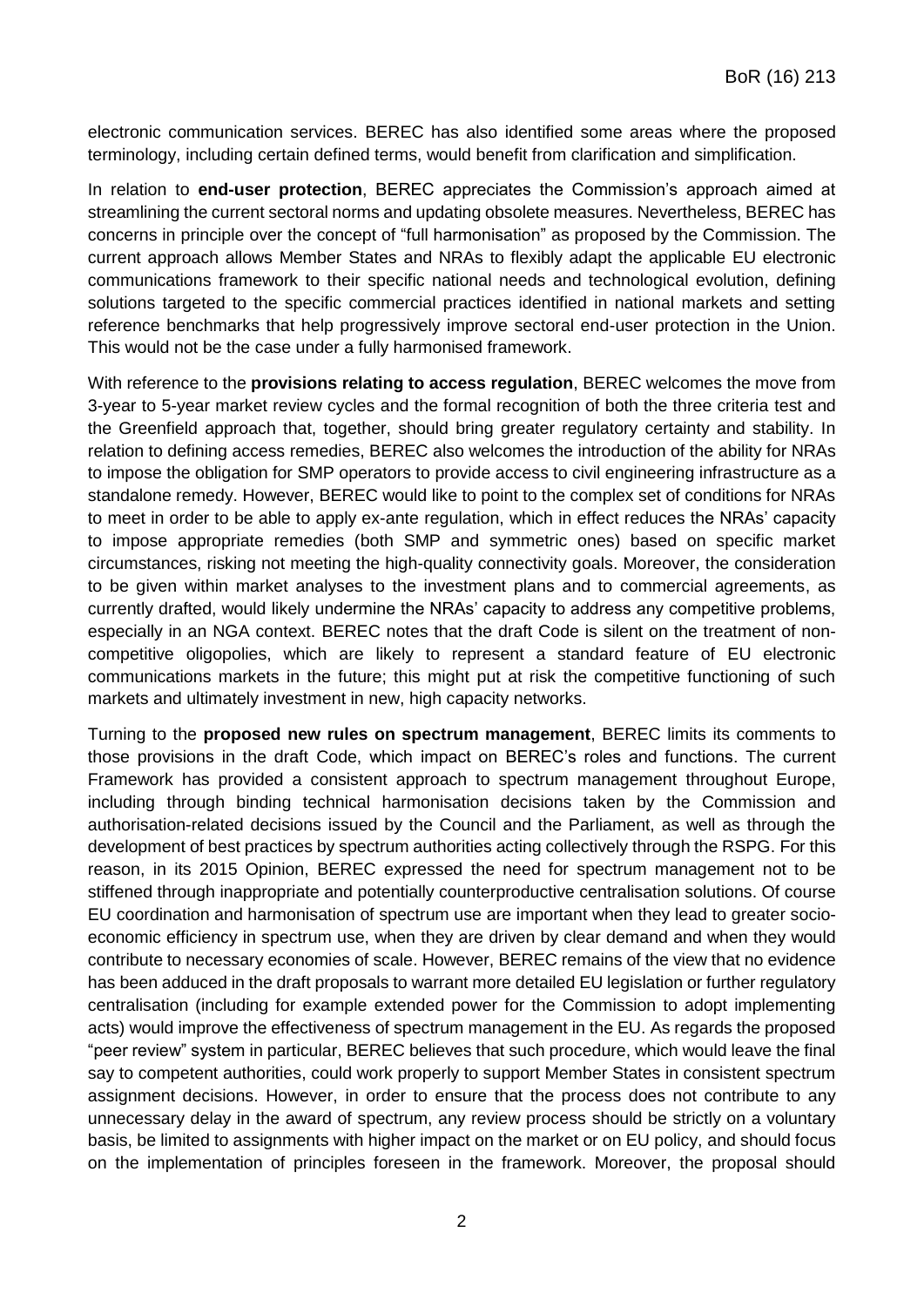electronic communication services. BEREC has also identified some areas where the proposed terminology, including certain defined terms, would benefit from clarification and simplification.

In relation to **end-user protection**, BEREC appreciates the Commission's approach aimed at streamlining the current sectoral norms and updating obsolete measures. Nevertheless, BEREC has concerns in principle over the concept of "full harmonisation" as proposed by the Commission. The current approach allows Member States and NRAs to flexibly adapt the applicable EU electronic communications framework to their specific national needs and technological evolution, defining solutions targeted to the specific commercial practices identified in national markets and setting reference benchmarks that help progressively improve sectoral end-user protection in the Union. This would not be the case under a fully harmonised framework.

With reference to the **provisions relating to access regulation**, BEREC welcomes the move from 3-year to 5-year market review cycles and the formal recognition of both the three criteria test and the Greenfield approach that, together, should bring greater regulatory certainty and stability. In relation to defining access remedies, BEREC also welcomes the introduction of the ability for NRAs to impose the obligation for SMP operators to provide access to civil engineering infrastructure as a standalone remedy. However, BEREC would like to point to the complex set of conditions for NRAs to meet in order to be able to apply ex-ante regulation, which in effect reduces the NRAs' capacity to impose appropriate remedies (both SMP and symmetric ones) based on specific market circumstances, risking not meeting the high-quality connectivity goals. Moreover, the consideration to be given within market analyses to the investment plans and to commercial agreements, as currently drafted, would likely undermine the NRAs' capacity to address any competitive problems, especially in an NGA context. BEREC notes that the draft Code is silent on the treatment of non-competitive oligopolies, which are likely to represent a standard feature of EU electronic communications markets in the future; this might put at risk the competitive functioning of such markets and ultimately investment in new, high capacity networks.

Turning to the **proposed new rules on spectrum management**, BEREC limits its comments to those provisions in the draft Code, which impact on BEREC's roles and functions. The current Framework has provided a consistent approach to spectrum management throughout Europe, including through binding technical harmonisation decisions taken by the Commission and authorisation-related decisions issued by the Council and the Parliament, as well as through the development of best practices by spectrum authorities acting collectively through the RSPG. For this reason, in its 2015 Opinion, BEREC expressed the need for spectrum management not to be stiffened through inappropriate and potentially counterproductive centralisation solutions. Of course EU coordination and harmonisation of spectrum use are important when they lead to greater socio-economic efficiency in spectrum use, when they are driven by clear demand and when they would contribute to necessary economies of scale. However, BEREC remains of the view that no evidence has been adduced in the draft proposals to warrant more detailed EU legislation or further regulatory centralisation (including for example extended power for the Commission to adopt implementing acts) would improve the effectiveness of spectrum management in the EU. As regards the proposed "peer review" system in particular, BEREC believes that such procedure, which would leave the final say to competent authorities, could work properly to support Member States in consistent spectrum assignment decisions. However, in order to ensure that the process does not contribute to any unnecessary delay in the award of spectrum, any review process should be strictly on a voluntary basis, be limited to assignments with higher impact on the market or on EU policy, and should focus on the implementation of principles foreseen in the framework. Moreover, the proposal should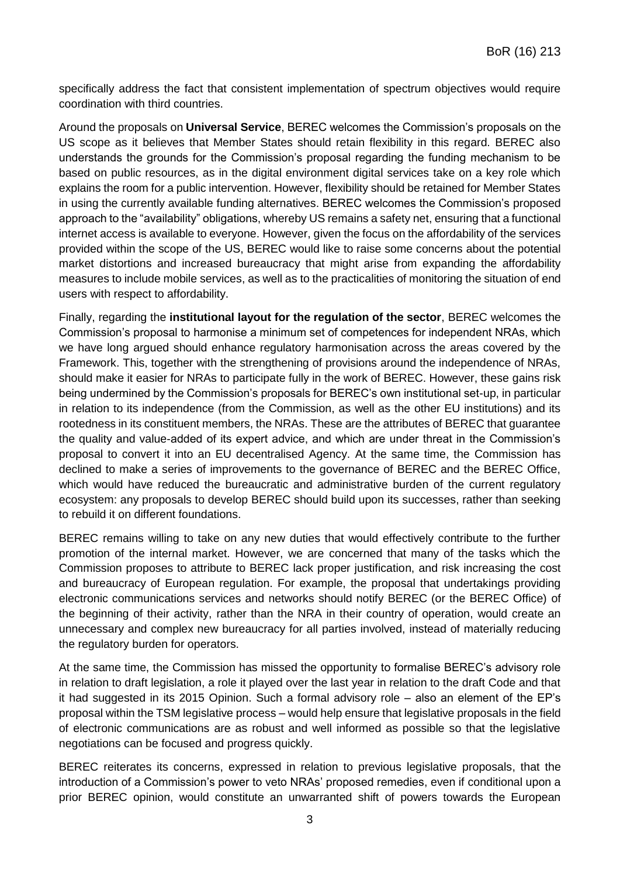specifically address the fact that consistent implementation of spectrum objectives would require coordination with third countries.

Around the proposals on **Universal Service**, BEREC welcomes the Commission's proposals on the US scope as it believes that Member States should retain flexibility in this regard. BEREC also understands the grounds for the Commission's proposal regarding the funding mechanism to be based on public resources, as in the digital environment digital services take on a key role which explains the room for a public intervention. However, flexibility should be retained for Member States in using the currently available funding alternatives. BEREC welcomes the Commission's proposed approach to the "availability" obligations, whereby US remains a safety net, ensuring that a functional internet access is available to everyone. However, given the focus on the affordability of the services provided within the scope of the US, BEREC would like to raise some concerns about the potential market distortions and increased bureaucracy that might arise from expanding the affordability measures to include mobile services, as well as to the practicalities of monitoring the situation of end users with respect to affordability.

Finally, regarding the **institutional layout for the regulation of the sector**, BEREC welcomes the Commission's proposal to harmonise a minimum set of competences for independent NRAs, which we have long argued should enhance regulatory harmonisation across the areas covered by the Framework. This, together with the strengthening of provisions around the independence of NRAs, should make it easier for NRAs to participate fully in the work of BEREC. However, these gains risk being undermined by the Commission's proposals for BEREC's own institutional set-up, in particular in relation to its independence (from the Commission, as well as the other EU institutions) and its rootedness in its constituent members, the NRAs. These are the attributes of BEREC that guarantee the quality and value-added of its expert advice, and which are under threat in the Commission's proposal to convert it into an EU decentralised Agency. At the same time, the Commission has declined to make a series of improvements to the governance of BEREC and the BEREC Office, which would have reduced the bureaucratic and administrative burden of the current regulatory ecosystem: any proposals to develop BEREC should build upon its successes, rather than seeking to rebuild it on different foundations.

BEREC remains willing to take on any new duties that would effectively contribute to the further promotion of the internal market. However, we are concerned that many of the tasks which the Commission proposes to attribute to BEREC lack proper justification, and risk increasing the cost and bureaucracy of European regulation. For example, the proposal that undertakings providing electronic communications services and networks should notify BEREC (or the BEREC Office) of the beginning of their activity, rather than the NRA in their country of operation, would create an unnecessary and complex new bureaucracy for all parties involved, instead of materially reducing the regulatory burden for operators.

At the same time, the Commission has missed the opportunity to formalise BEREC's advisory role in relation to draft legislation, a role it played over the last year in relation to the draft Code and that it had suggested in its 2015 Opinion. Such a formal advisory role – also an element of the EP's proposal within the TSM legislative process – would help ensure that legislative proposals in the field of electronic communications are as robust and well informed as possible so that the legislative negotiations can be focused and progress quickly.

BEREC reiterates its concerns, expressed in relation to previous legislative proposals, that the introduction of a Commission's power to veto NRAs' proposed remedies, even if conditional upon a prior BEREC opinion, would constitute an unwarranted shift of powers towards the European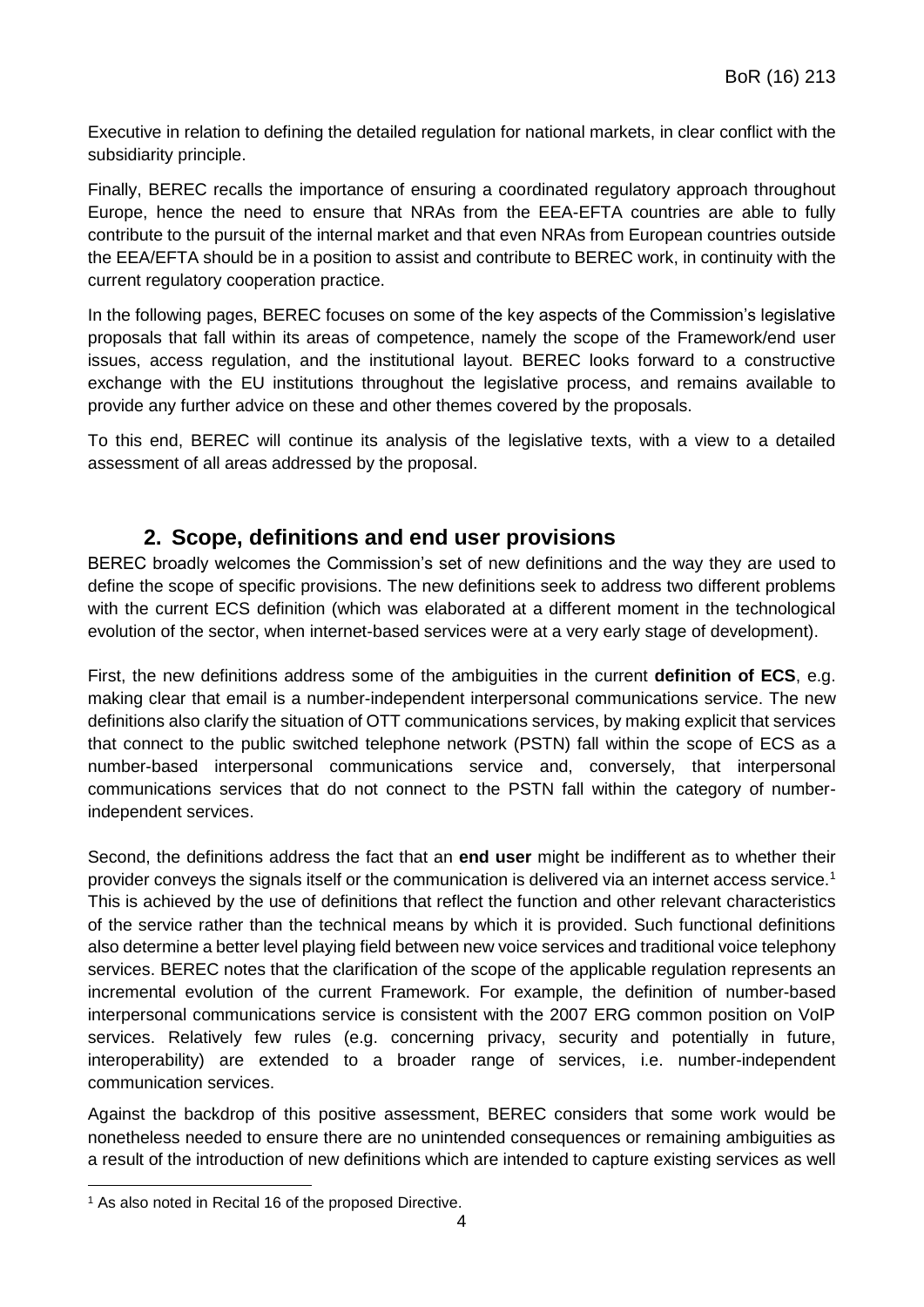Executive in relation to defining the detailed regulation for national markets, in clear conflict with the subsidiarity principle.

Finally, BEREC recalls the importance of ensuring a coordinated regulatory approach throughout Europe, hence the need to ensure that NRAs from the EEA-EFTA countries are able to fully contribute to the pursuit of the internal market and that even NRAs from European countries outside the EEA/EFTA should be in a position to assist and contribute to BEREC work, in continuity with the current regulatory cooperation practice.

In the following pages, BEREC focuses on some of the key aspects of the Commission's legislative proposals that fall within its areas of competence, namely the scope of the Framework/end user issues, access regulation, and the institutional layout. BEREC looks forward to a constructive exchange with the EU institutions throughout the legislative process, and remains available to provide any further advice on these and other themes covered by the proposals.

To this end, BEREC will continue its analysis of the legislative texts, with a view to a detailed assessment of all areas addressed by the proposal.

## 2. Scope, definitions and end user provisions

BEREC broadly welcomes the Commission's set of new definitions and the way they are used to define the scope of specific provisions. The new definitions seek to address two different problems with the current ECS definition (which was elaborated at a different moment in the technological evolution of the sector, when internet-based services were at a very early stage of development).

First, the new definitions address some of the ambiguities in the current **definition of ECS**, e.g. making clear that email is a number-independent interpersonal communications service. The new definitions also clarify the situation of OTT communications services, by making explicit that services that connect to the public switched telephone network (PSTN) fall within the scope of ECS as a number-based interpersonal communications service and, conversely, that interpersonal communications services that do not connect to the PSTN fall within the category of number-independent services.

Second, the definitions address the fact that an **end user** might be indifferent as to whether their provider conveys the signals itself or the communication is delivered via an internet access service.[1] This is achieved by the use of definitions that reflect the function and other relevant characteristics of the service rather than the technical means by which it is provided. Such functional definitions also determine a better level playing field between new voice services and traditional voice telephony services. BEREC notes that the clarification of the scope of the applicable regulation represents an incremental evolution of the current Framework. For example, the definition of number-based interpersonal communications service is consistent with the 2007 ERG common position on VoIP services. Relatively few rules (e.g. concerning privacy, security and potentially in future, interoperability) are extended to a broader range of services, i.e. number-independent communication services.

Against the backdrop of this positive assessment, BEREC considers that some work would be nonetheless needed to ensure there are no unintended consequences or remaining ambiguities as a result of the introduction of new definitions which are intended to capture existing services as well

[1] As also noted in Recital 16 of the proposed Directive.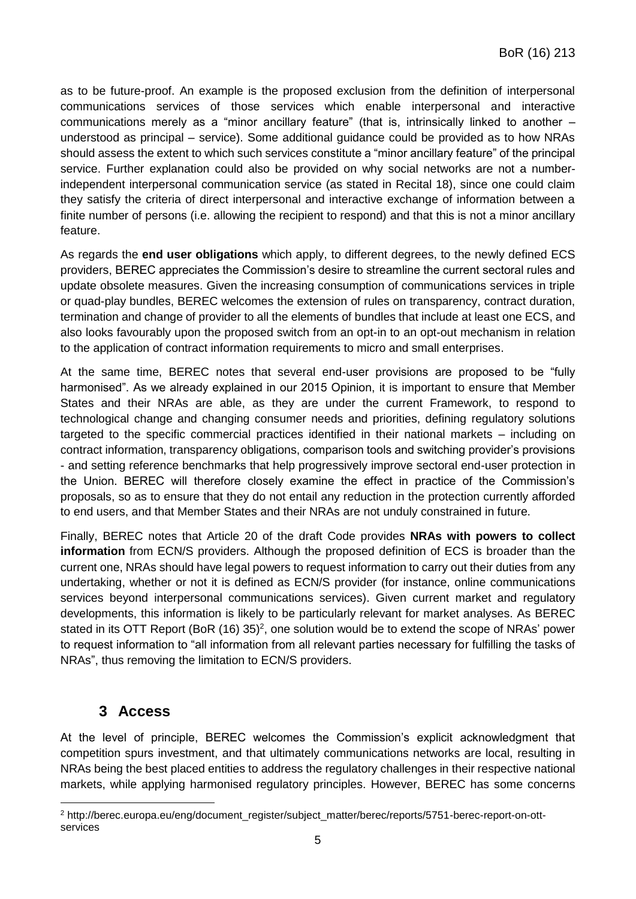as to be future-proof. An example is the proposed exclusion from the definition of interpersonal communications services of those services which enable interpersonal and interactive communications merely as a "minor ancillary feature" (that is, intrinsically linked to another – understood as principal – service). Some additional guidance could be provided as to how NRAs should assess the extent to which such services constitute a "minor ancillary feature" of the principal service. Further explanation could also be provided on why social networks are not a number-independent interpersonal communication service (as stated in Recital 18), since one could claim they satisfy the criteria of direct interpersonal and interactive exchange of information between a finite number of persons (i.e. allowing the recipient to respond) and that this is not a minor ancillary feature.

As regards the **end user obligations** which apply, to different degrees, to the newly defined ECS providers, BEREC appreciates the Commission's desire to streamline the current sectoral rules and update obsolete measures. Given the increasing consumption of communications services in triple or quad-play bundles, BEREC welcomes the extension of rules on transparency, contract duration, termination and change of provider to all the elements of bundles that include at least one ECS, and also looks favourably upon the proposed switch from an opt-in to an opt-out mechanism in relation to the application of contract information requirements to micro and small enterprises.

At the same time, BEREC notes that several end-user provisions are proposed to be "fully harmonised". As we already explained in our 2015 Opinion, it is important to ensure that Member States and their NRAs are able, as they are under the current Framework, to respond to technological change and changing consumer needs and priorities, defining regulatory solutions targeted to the specific commercial practices identified in their national markets – including on contract information, transparency obligations, comparison tools and switching provider's provisions - and setting reference benchmarks that help progressively improve sectoral end-user protection in the Union. BEREC will therefore closely examine the effect in practice of the Commission's proposals, so as to ensure that they do not entail any reduction in the protection currently afforded to end users, and that Member States and their NRAs are not unduly constrained in future.

Finally, BEREC notes that Article 20 of the draft Code provides **NRAs with powers to collect information** from ECN/S providers. Although the proposed definition of ECS is broader than the current one, NRAs should have legal powers to request information to carry out their duties from any undertaking, whether or not it is defined as ECN/S provider (for instance, online communications services beyond interpersonal communications services). Given current market and regulatory developments, this information is likely to be particularly relevant for market analyses. As BEREC stated in its OTT Report (BoR (16) 35)[2], one solution would be to extend the scope of NRAs' power to request information to "all information from all relevant parties necessary for fulfilling the tasks of NRAs", thus removing the limitation to ECN/S providers.

## 3 Access

At the level of principle, BEREC welcomes the Commission's explicit acknowledgment that competition spurs investment, and that ultimately communications networks are local, resulting in NRAs being the best placed entities to address the regulatory challenges in their respective national markets, while applying harmonised regulatory principles. However, BEREC has some concerns

[2] http://berec.europa.eu/eng/document_register/subject_matter/berec/reports/5751-berec-report-on-ott-services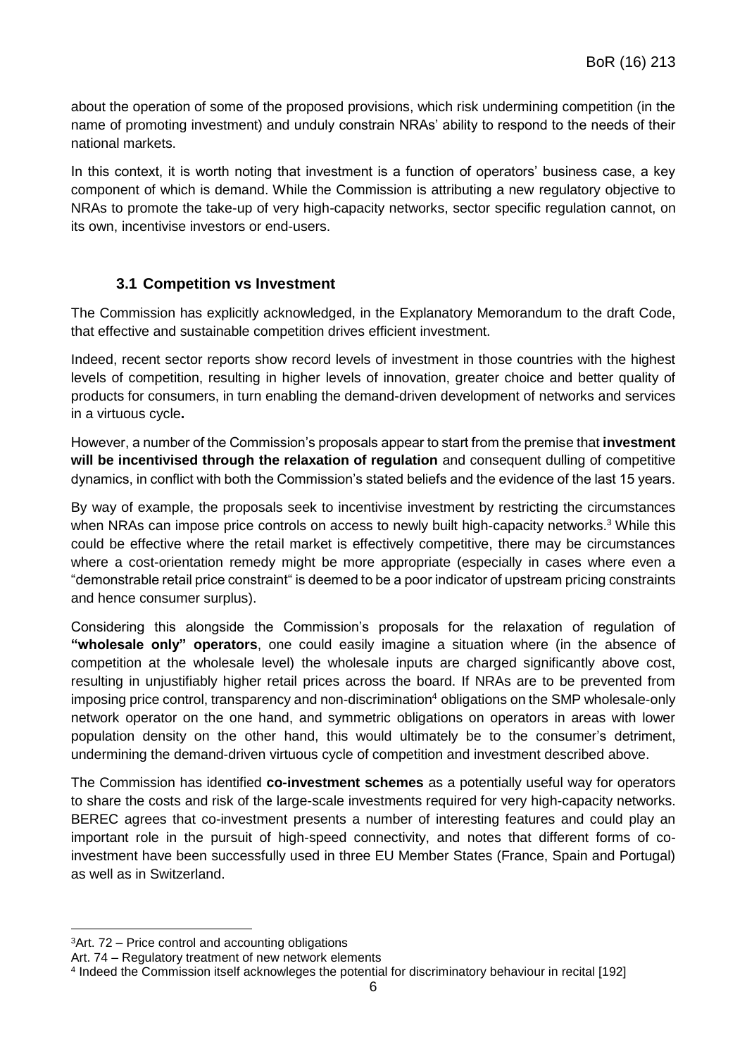about the operation of some of the proposed provisions, which risk undermining competition (in the name of promoting investment) and unduly constrain NRAs' ability to respond to the needs of their national markets.

In this context, it is worth noting that investment is a function of operators' business case, a key component of which is demand. While the Commission is attributing a new regulatory objective to NRAs to promote the take-up of very high-capacity networks, sector specific regulation cannot, on its own, incentivise investors or end-users.

### 3.1 Competition vs Investment

The Commission has explicitly acknowledged, in the Explanatory Memorandum to the draft Code, that effective and sustainable competition drives efficient investment.

Indeed, recent sector reports show record levels of investment in those countries with the highest levels of competition, resulting in higher levels of innovation, greater choice and better quality of products for consumers, in turn enabling the demand-driven development of networks and services in a virtuous cycle**.**

However, a number of the Commission's proposals appear to start from the premise that **investment will be incentivised through the relaxation of regulation** and consequent dulling of competitive dynamics, in conflict with both the Commission's stated beliefs and the evidence of the last 15 years.

By way of example, the proposals seek to incentivise investment by restricting the circumstances when NRAs can impose price controls on access to newly built high-capacity networks.[3] While this could be effective where the retail market is effectively competitive, there may be circumstances where a cost-orientation remedy might be more appropriate (especially in cases where even a "demonstrable retail price constraint" is deemed to be a poor indicator of upstream pricing constraints and hence consumer surplus).

Considering this alongside the Commission's proposals for the relaxation of regulation of **"wholesale only" operators**, one could easily imagine a situation where (in the absence of competition at the wholesale level) the wholesale inputs are charged significantly above cost, resulting in unjustifiably higher retail prices across the board. If NRAs are to be prevented from imposing price control, transparency and non-discrimination[4] obligations on the SMP wholesale-only network operator on the one hand, and symmetric obligations on operators in areas with lower population density on the other hand, this would ultimately be to the consumer's detriment, undermining the demand-driven virtuous cycle of competition and investment described above.

The Commission has identified **co-investment schemes** as a potentially useful way for operators to share the costs and risk of the large-scale investments required for very high-capacity networks. BEREC agrees that co-investment presents a number of interesting features and could play an important role in the pursuit of high-speed connectivity, and notes that different forms of co-investment have been successfully used in three EU Member States (France, Spain and Portugal) as well as in Switzerland.

---

[3] Art. 72 – Price control and accounting obligations
Art. 74 – Regulatory treatment of new network elements

[4] Indeed the Commission itself acknowleges the potential for discriminatory behaviour in recital [192]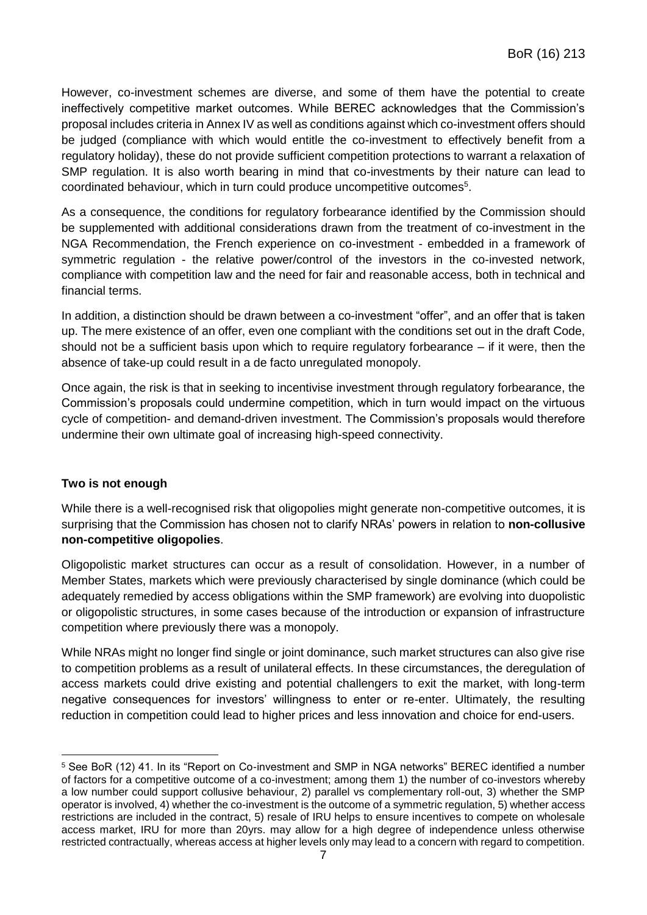However, co-investment schemes are diverse, and some of them have the potential to create ineffectively competitive market outcomes. While BEREC acknowledges that the Commission's proposal includes criteria in Annex IV as well as conditions against which co-investment offers should be judged (compliance with which would entitle the co-investment to effectively benefit from a regulatory holiday), these do not provide sufficient competition protections to warrant a relaxation of SMP regulation. It is also worth bearing in mind that co-investments by their nature can lead to coordinated behaviour, which in turn could produce uncompetitive outcomes[5].

As a consequence, the conditions for regulatory forbearance identified by the Commission should be supplemented with additional considerations drawn from the treatment of co-investment in the NGA Recommendation, the French experience on co-investment - embedded in a framework of symmetric regulation - the relative power/control of the investors in the co-invested network, compliance with competition law and the need for fair and reasonable access, both in technical and financial terms.

In addition, a distinction should be drawn between a co-investment "offer", and an offer that is taken up. The mere existence of an offer, even one compliant with the conditions set out in the draft Code, should not be a sufficient basis upon which to require regulatory forbearance – if it were, then the absence of take-up could result in a de facto unregulated monopoly.

Once again, the risk is that in seeking to incentivise investment through regulatory forbearance, the Commission's proposals could undermine competition, which in turn would impact on the virtuous cycle of competition- and demand-driven investment. The Commission's proposals would therefore undermine their own ultimate goal of increasing high-speed connectivity.

**Two is not enough**

While there is a well-recognised risk that oligopolies might generate non-competitive outcomes, it is surprising that the Commission has chosen not to clarify NRAs' powers in relation to **non-collusive non-competitive oligopolies**.

Oligopolistic market structures can occur as a result of consolidation. However, in a number of Member States, markets which were previously characterised by single dominance (which could be adequately remedied by access obligations within the SMP framework) are evolving into duopolistic or oligopolistic structures, in some cases because of the introduction or expansion of infrastructure competition where previously there was a monopoly.

While NRAs might no longer find single or joint dominance, such market structures can also give rise to competition problems as a result of unilateral effects. In these circumstances, the deregulation of access markets could drive existing and potential challengers to exit the market, with long-term negative consequences for investors' willingness to enter or re-enter. Ultimately, the resulting reduction in competition could lead to higher prices and less innovation and choice for end-users.

---

[5] See BoR (12) 41. In its "Report on Co-investment and SMP in NGA networks" BEREC identified a number of factors for a competitive outcome of a co-investment; among them 1) the number of co-investors whereby a low number could support collusive behaviour, 2) parallel vs complementary roll-out, 3) whether the SMP operator is involved, 4) whether the co-investment is the outcome of a symmetric regulation, 5) whether access restrictions are included in the contract, 5) resale of IRU helps to ensure incentives to compete on wholesale access market, IRU for more than 20yrs. may allow for a high degree of independence unless otherwise restricted contractually, whereas access at higher levels only may lead to a concern with regard to competition.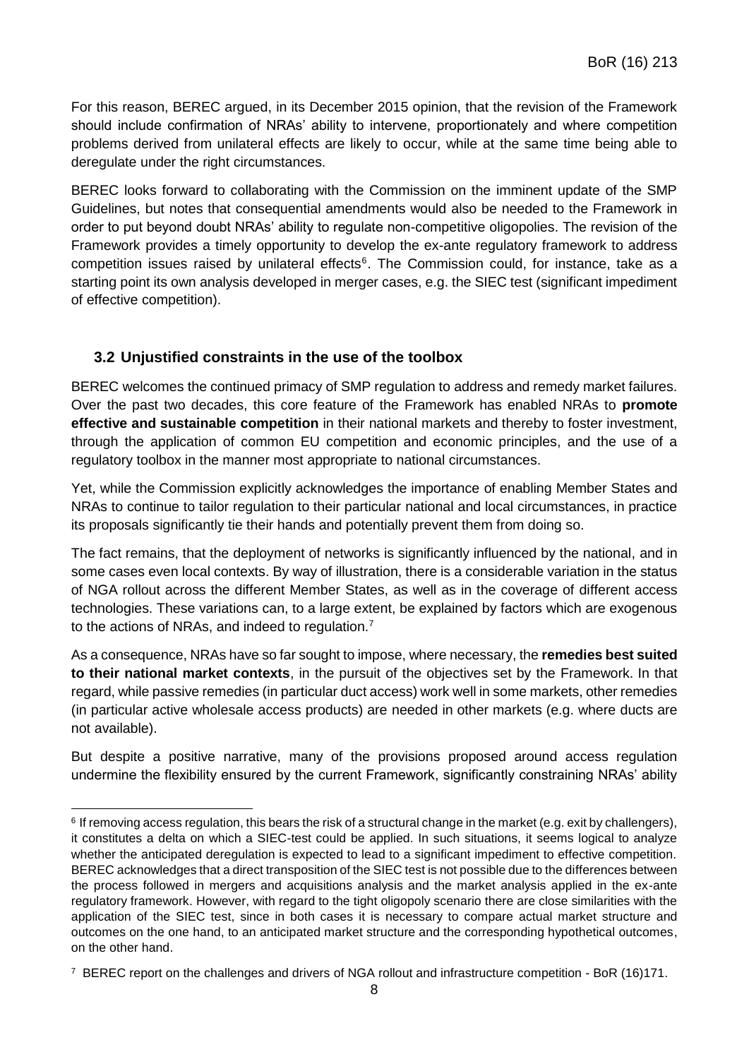For this reason, BEREC argued, in its December 2015 opinion, that the revision of the Framework should include confirmation of NRAs' ability to intervene, proportionately and where competition problems derived from unilateral effects are likely to occur, while at the same time being able to deregulate under the right circumstances.

BEREC looks forward to collaborating with the Commission on the imminent update of the SMP Guidelines, but notes that consequential amendments would also be needed to the Framework in order to put beyond doubt NRAs' ability to regulate non-competitive oligopolies. The revision of the Framework provides a timely opportunity to develop the ex-ante regulatory framework to address competition issues raised by unilateral effects[6]. The Commission could, for instance, take as a starting point its own analysis developed in merger cases, e.g. the SIEC test (significant impediment of effective competition).

## 3.2 Unjustified constraints in the use of the toolbox

BEREC welcomes the continued primacy of SMP regulation to address and remedy market failures. Over the past two decades, this core feature of the Framework has enabled NRAs to **promote effective and sustainable competition** in their national markets and thereby to foster investment, through the application of common EU competition and economic principles, and the use of a regulatory toolbox in the manner most appropriate to national circumstances.

Yet, while the Commission explicitly acknowledges the importance of enabling Member States and NRAs to continue to tailor regulation to their particular national and local circumstances, in practice its proposals significantly tie their hands and potentially prevent them from doing so.

The fact remains, that the deployment of networks is significantly influenced by the national, and in some cases even local contexts. By way of illustration, there is a considerable variation in the status of NGA rollout across the different Member States, as well as in the coverage of different access technologies. These variations can, to a large extent, be explained by factors which are exogenous to the actions of NRAs, and indeed to regulation.[7]

As a consequence, NRAs have so far sought to impose, where necessary, the **remedies best suited to their national market contexts**, in the pursuit of the objectives set by the Framework. In that regard, while passive remedies (in particular duct access) work well in some markets, other remedies (in particular active wholesale access products) are needed in other markets (e.g. where ducts are not available).

But despite a positive narrative, many of the provisions proposed around access regulation undermine the flexibility ensured by the current Framework, significantly constraining NRAs' ability

---

[6] If removing access regulation, this bears the risk of a structural change in the market (e.g. exit by challengers), it constitutes a delta on which a SIEC-test could be applied. In such situations, it seems logical to analyze whether the anticipated deregulation is expected to lead to a significant impediment to effective competition. BEREC acknowledges that a direct transposition of the SIEC test is not possible due to the differences between the process followed in mergers and acquisitions analysis and the market analysis applied in the ex-ante regulatory framework. However, with regard to the tight oligopoly scenario there are close similarities with the application of the SIEC test, since in both cases it is necessary to compare actual market structure and outcomes on the one hand, to an anticipated market structure and the corresponding hypothetical outcomes, on the other hand.

[7] BEREC report on the challenges and drivers of NGA rollout and infrastructure competition - BoR (16)171.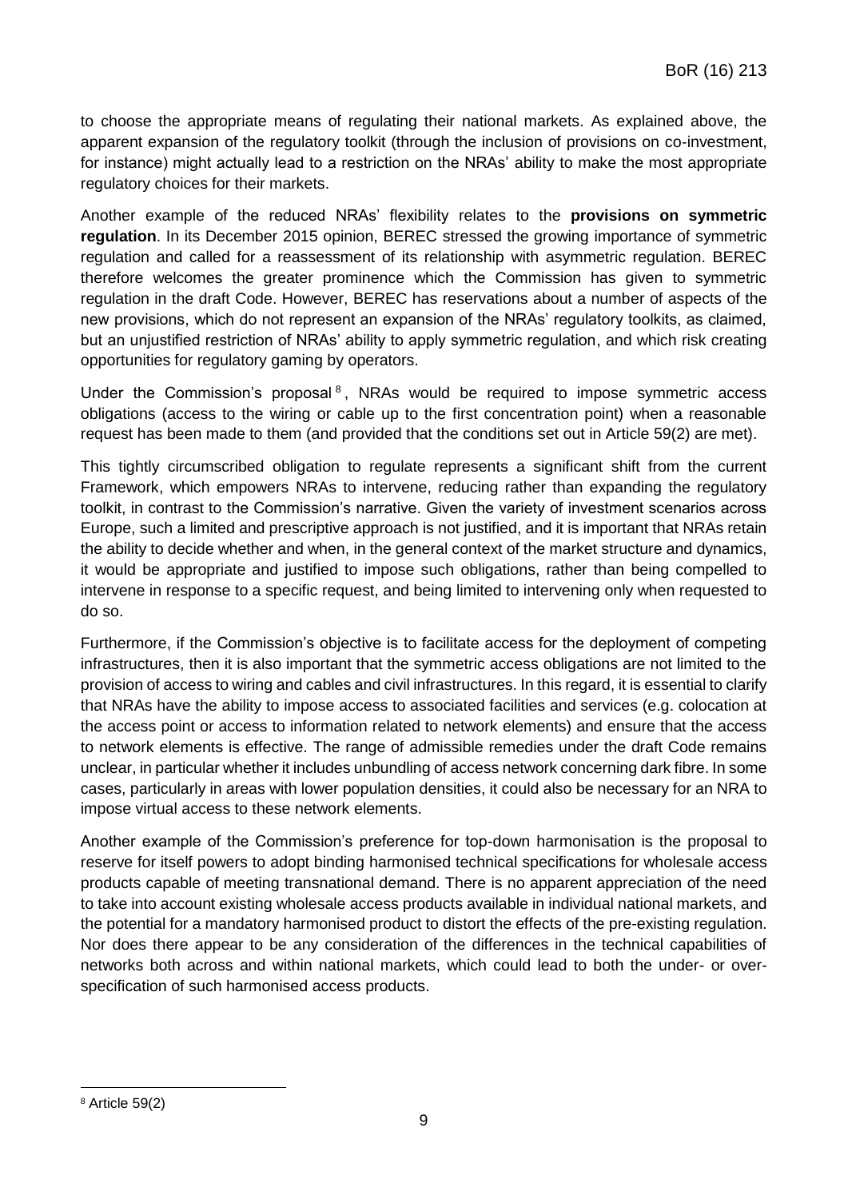to choose the appropriate means of regulating their national markets. As explained above, the apparent expansion of the regulatory toolkit (through the inclusion of provisions on co-investment, for instance) might actually lead to a restriction on the NRAs' ability to make the most appropriate regulatory choices for their markets.

Another example of the reduced NRAs' flexibility relates to the **provisions on symmetric regulation**. In its December 2015 opinion, BEREC stressed the growing importance of symmetric regulation and called for a reassessment of its relationship with asymmetric regulation. BEREC therefore welcomes the greater prominence which the Commission has given to symmetric regulation in the draft Code. However, BEREC has reservations about a number of aspects of the new provisions, which do not represent an expansion of the NRAs' regulatory toolkits, as claimed, but an unjustified restriction of NRAs' ability to apply symmetric regulation, and which risk creating opportunities for regulatory gaming by operators.

Under the Commission's proposal[8], NRAs would be required to impose symmetric access obligations (access to the wiring or cable up to the first concentration point) when a reasonable request has been made to them (and provided that the conditions set out in Article 59(2) are met).

This tightly circumscribed obligation to regulate represents a significant shift from the current Framework, which empowers NRAs to intervene, reducing rather than expanding the regulatory toolkit, in contrast to the Commission's narrative. Given the variety of investment scenarios across Europe, such a limited and prescriptive approach is not justified, and it is important that NRAs retain the ability to decide whether and when, in the general context of the market structure and dynamics, it would be appropriate and justified to impose such obligations, rather than being compelled to intervene in response to a specific request, and being limited to intervening only when requested to do so.

Furthermore, if the Commission's objective is to facilitate access for the deployment of competing infrastructures, then it is also important that the symmetric access obligations are not limited to the provision of access to wiring and cables and civil infrastructures. In this regard, it is essential to clarify that NRAs have the ability to impose access to associated facilities and services (e.g. colocation at the access point or access to information related to network elements) and ensure that the access to network elements is effective. The range of admissible remedies under the draft Code remains unclear, in particular whether it includes unbundling of access network concerning dark fibre. In some cases, particularly in areas with lower population densities, it could also be necessary for an NRA to impose virtual access to these network elements.

Another example of the Commission's preference for top-down harmonisation is the proposal to reserve for itself powers to adopt binding harmonised technical specifications for wholesale access products capable of meeting transnational demand. There is no apparent appreciation of the need to take into account existing wholesale access products available in individual national markets, and the potential for a mandatory harmonised product to distort the effects of the pre-existing regulation. Nor does there appear to be any consideration of the differences in the technical capabilities of networks both across and within national markets, which could lead to both the under- or over-specification of such harmonised access products.

---

[8] Article 59(2)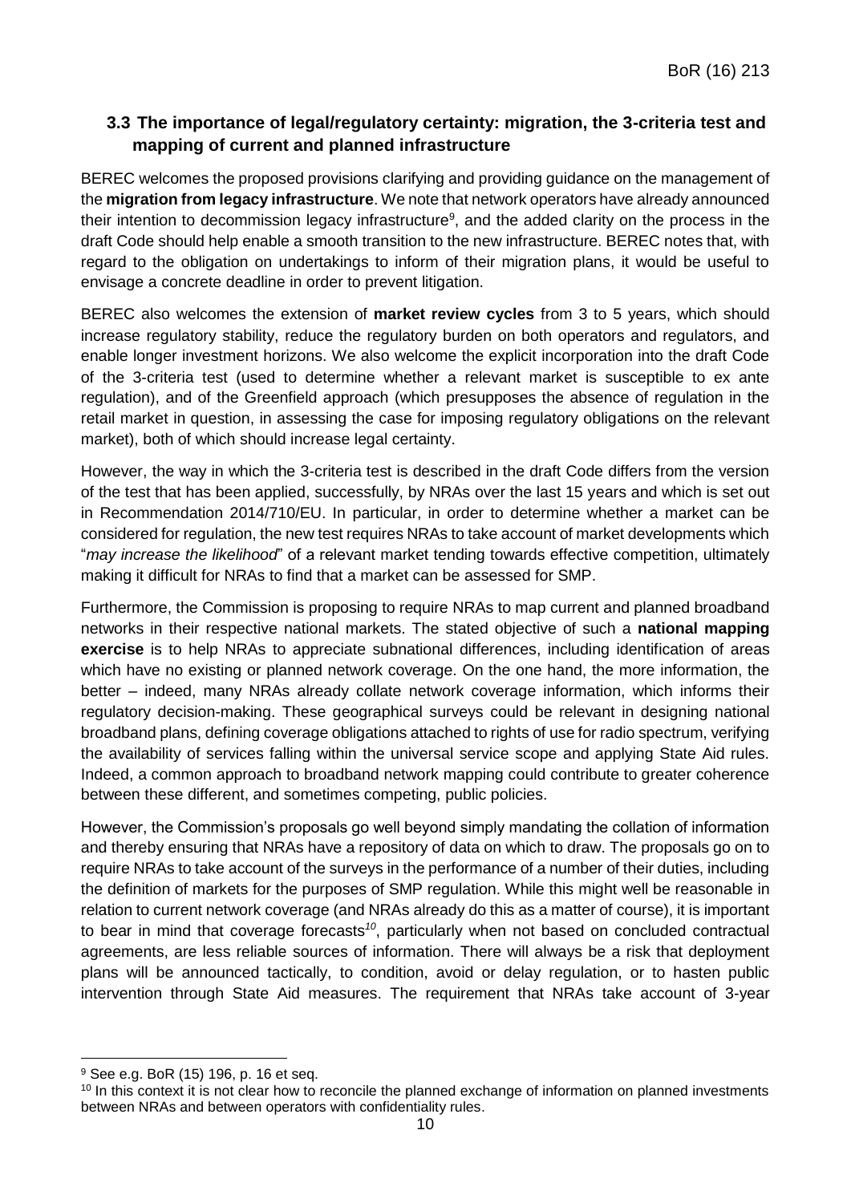### 3.3 The importance of legal/regulatory certainty: migration, the 3-criteria test and mapping of current and planned infrastructure

BEREC welcomes the proposed provisions clarifying and providing guidance on the management of the **migration from legacy infrastructure**. We note that network operators have already announced their intention to decommission legacy infrastructure[9], and the added clarity on the process in the draft Code should help enable a smooth transition to the new infrastructure. BEREC notes that, with regard to the obligation on undertakings to inform of their migration plans, it would be useful to envisage a concrete deadline in order to prevent litigation.

BEREC also welcomes the extension of **market review cycles** from 3 to 5 years, which should increase regulatory stability, reduce the regulatory burden on both operators and regulators, and enable longer investment horizons. We also welcome the explicit incorporation into the draft Code of the 3-criteria test (used to determine whether a relevant market is susceptible to ex ante regulation), and of the Greenfield approach (which presupposes the absence of regulation in the retail market in question, in assessing the case for imposing regulatory obligations on the relevant market), both of which should increase legal certainty.

However, the way in which the 3-criteria test is described in the draft Code differs from the version of the test that has been applied, successfully, by NRAs over the last 15 years and which is set out in Recommendation 2014/710/EU. In particular, in order to determine whether a market can be considered for regulation, the new test requires NRAs to take account of market developments which "*may increase the likelihood*" of a relevant market tending towards effective competition, ultimately making it difficult for NRAs to find that a market can be assessed for SMP.

Furthermore, the Commission is proposing to require NRAs to map current and planned broadband networks in their respective national markets. The stated objective of such a **national mapping exercise** is to help NRAs to appreciate subnational differences, including identification of areas which have no existing or planned network coverage. On the one hand, the more information, the better – indeed, many NRAs already collate network coverage information, which informs their regulatory decision-making. These geographical surveys could be relevant in designing national broadband plans, defining coverage obligations attached to rights of use for radio spectrum, verifying the availability of services falling within the universal service scope and applying State Aid rules. Indeed, a common approach to broadband network mapping could contribute to greater coherence between these different, and sometimes competing, public policies.

However, the Commission's proposals go well beyond simply mandating the collation of information and thereby ensuring that NRAs have a repository of data on which to draw. The proposals go on to require NRAs to take account of the surveys in the performance of a number of their duties, including the definition of markets for the purposes of SMP regulation. While this might well be reasonable in relation to current network coverage (and NRAs already do this as a matter of course), it is important to bear in mind that coverage forecasts[10], particularly when not based on concluded contractual agreements, are less reliable sources of information. There will always be a risk that deployment plans will be announced tactically, to condition, avoid or delay regulation, or to hasten public intervention through State Aid measures. The requirement that NRAs take account of 3-year

---

[9] See e.g. BoR (15) 196, p. 16 et seq.

[10] In this context it is not clear how to reconcile the planned exchange of information on planned investments between NRAs and between operators with confidentiality rules.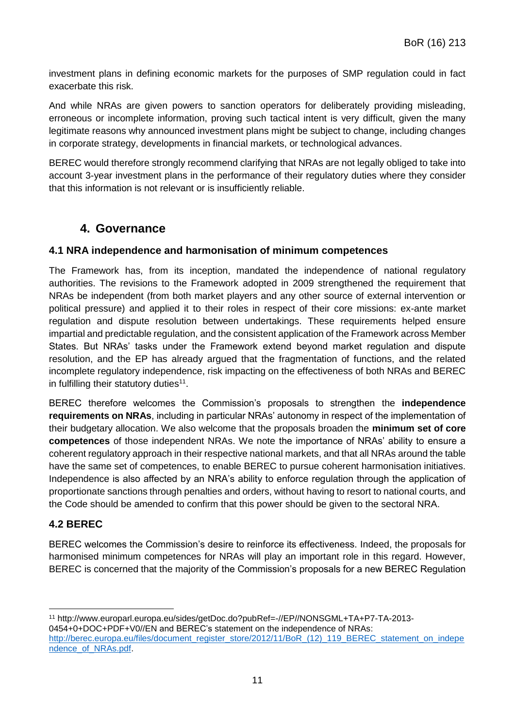investment plans in defining economic markets for the purposes of SMP regulation could in fact exacerbate this risk.

And while NRAs are given powers to sanction operators for deliberately providing misleading, erroneous or incomplete information, proving such tactical intent is very difficult, given the many legitimate reasons why announced investment plans might be subject to change, including changes in corporate strategy, developments in financial markets, or technological advances.

BEREC would therefore strongly recommend clarifying that NRAs are not legally obliged to take into account 3-year investment plans in the performance of their regulatory duties where they consider that this information is not relevant or is insufficiently reliable.

## 4. Governance

### 4.1 NRA independence and harmonisation of minimum competences

The Framework has, from its inception, mandated the independence of national regulatory authorities. The revisions to the Framework adopted in 2009 strengthened the requirement that NRAs be independent (from both market players and any other source of external intervention or political pressure) and applied it to their roles in respect of their core missions: ex-ante market regulation and dispute resolution between undertakings. These requirements helped ensure impartial and predictable regulation, and the consistent application of the Framework across Member States. But NRAs' tasks under the Framework extend beyond market regulation and dispute resolution, and the EP has already argued that the fragmentation of functions, and the related incomplete regulatory independence, risk impacting on the effectiveness of both NRAs and BEREC in fulfilling their statutory duties[11].

BEREC therefore welcomes the Commission's proposals to strengthen the **independence requirements on NRAs**, including in particular NRAs' autonomy in respect of the implementation of their budgetary allocation. We also welcome that the proposals broaden the **minimum set of core competences** of those independent NRAs. We note the importance of NRAs' ability to ensure a coherent regulatory approach in their respective national markets, and that all NRAs around the table have the same set of competences, to enable BEREC to pursue coherent harmonisation initiatives. Independence is also affected by an NRA's ability to enforce regulation through the application of proportionate sanctions through penalties and orders, without having to resort to national courts, and the Code should be amended to confirm that this power should be given to the sectoral NRA.

### 4.2 BEREC

BEREC welcomes the Commission's desire to reinforce its effectiveness. Indeed, the proposals for harmonised minimum competences for NRAs will play an important role in this regard. However, BEREC is concerned that the majority of the Commission's proposals for a new BEREC Regulation

[11] http://www.europarl.europa.eu/sides/getDoc.do?pubRef=-//EP//NONSGML+TA+P7-TA-2013-0454+0+DOC+PDF+V0//EN and BEREC's statement on the independence of NRAs: http://berec.europa.eu/files/document_register_store/2012/11/BoR_(12)_119_BEREC_statement_on_independence_of_NRAs.pdf.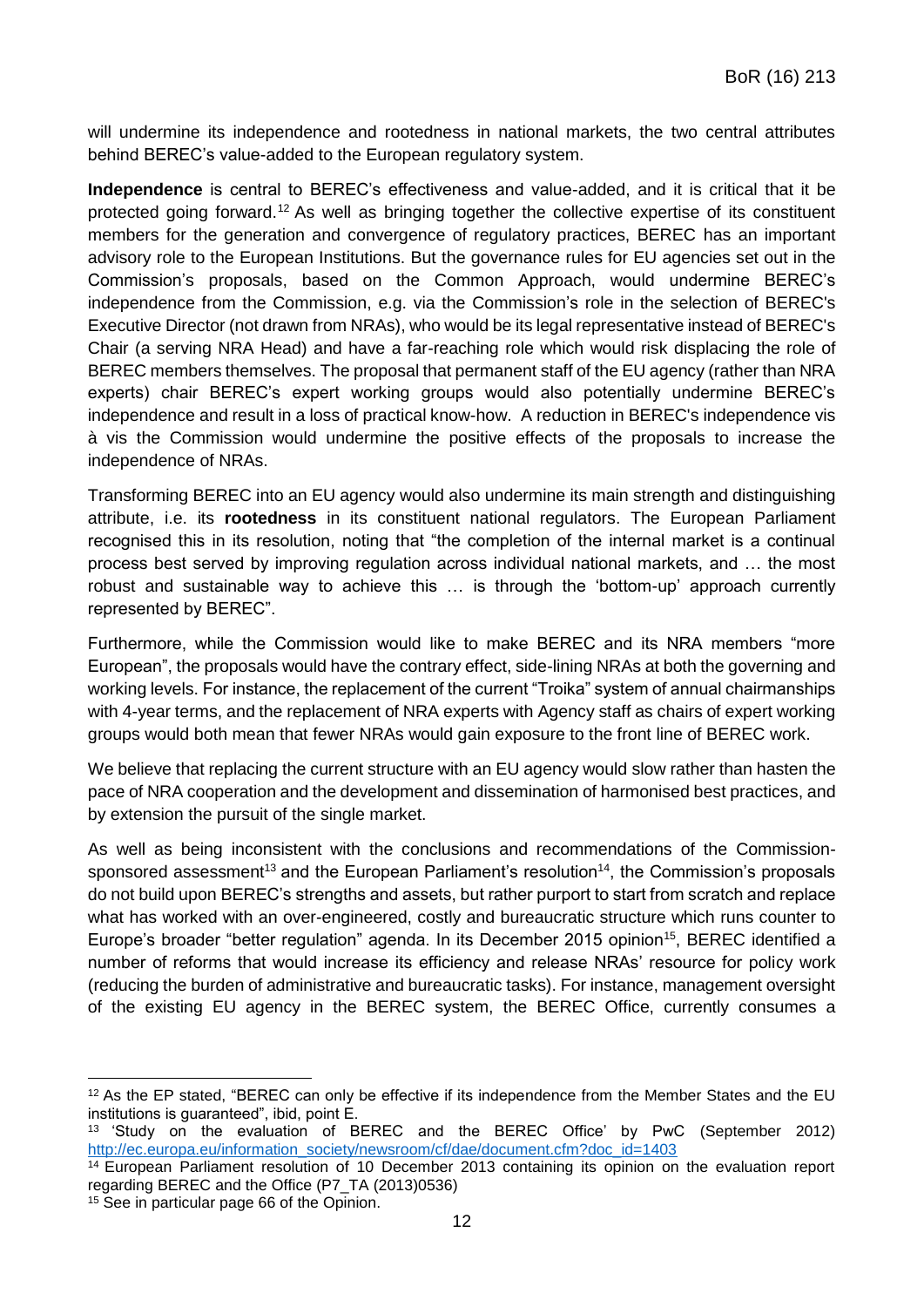will undermine its independence and rootedness in national markets, the two central attributes behind BEREC's value-added to the European regulatory system.

**Independence** is central to BEREC's effectiveness and value-added, and it is critical that it be protected going forward.[12] As well as bringing together the collective expertise of its constituent members for the generation and convergence of regulatory practices, BEREC has an important advisory role to the European Institutions. But the governance rules for EU agencies set out in the Commission's proposals, based on the Common Approach, would undermine BEREC's independence from the Commission, e.g. via the Commission's role in the selection of BEREC's Executive Director (not drawn from NRAs), who would be its legal representative instead of BEREC's Chair (a serving NRA Head) and have a far-reaching role which would risk displacing the role of BEREC members themselves. The proposal that permanent staff of the EU agency (rather than NRA experts) chair BEREC's expert working groups would also potentially undermine BEREC's independence and result in a loss of practical know-how. A reduction in BEREC's independence vis à vis the Commission would undermine the positive effects of the proposals to increase the independence of NRAs.

Transforming BEREC into an EU agency would also undermine its main strength and distinguishing attribute, i.e. its **rootedness** in its constituent national regulators. The European Parliament recognised this in its resolution, noting that "the completion of the internal market is a continual process best served by improving regulation across individual national markets, and … the most robust and sustainable way to achieve this … is through the 'bottom-up' approach currently represented by BEREC".

Furthermore, while the Commission would like to make BEREC and its NRA members "more European", the proposals would have the contrary effect, side-lining NRAs at both the governing and working levels. For instance, the replacement of the current "Troika" system of annual chairmanships with 4-year terms, and the replacement of NRA experts with Agency staff as chairs of expert working groups would both mean that fewer NRAs would gain exposure to the front line of BEREC work.

We believe that replacing the current structure with an EU agency would slow rather than hasten the pace of NRA cooperation and the development and dissemination of harmonised best practices, and by extension the pursuit of the single market.

As well as being inconsistent with the conclusions and recommendations of the Commission-sponsored assessment[13] and the European Parliament's resolution[14], the Commission's proposals do not build upon BEREC's strengths and assets, but rather purport to start from scratch and replace what has worked with an over-engineered, costly and bureaucratic structure which runs counter to Europe's broader "better regulation" agenda. In its December 2015 opinion[15], BEREC identified a number of reforms that would increase its efficiency and release NRAs' resource for policy work (reducing the burden of administrative and bureaucratic tasks). For instance, management oversight of the existing EU agency in the BEREC system, the BEREC Office, currently consumes a

---

[12] As the EP stated, "BEREC can only be effective if its independence from the Member States and the EU institutions is guaranteed", ibid, point E.

[13] 'Study on the evaluation of BEREC and the BEREC Office' by PwC (September 2012) http://ec.europa.eu/information_society/newsroom/cf/dae/document.cfm?doc_id=1403

[14] European Parliament resolution of 10 December 2013 containing its opinion on the evaluation report regarding BEREC and the Office (P7_TA (2013)0536)

[15] See in particular page 66 of the Opinion.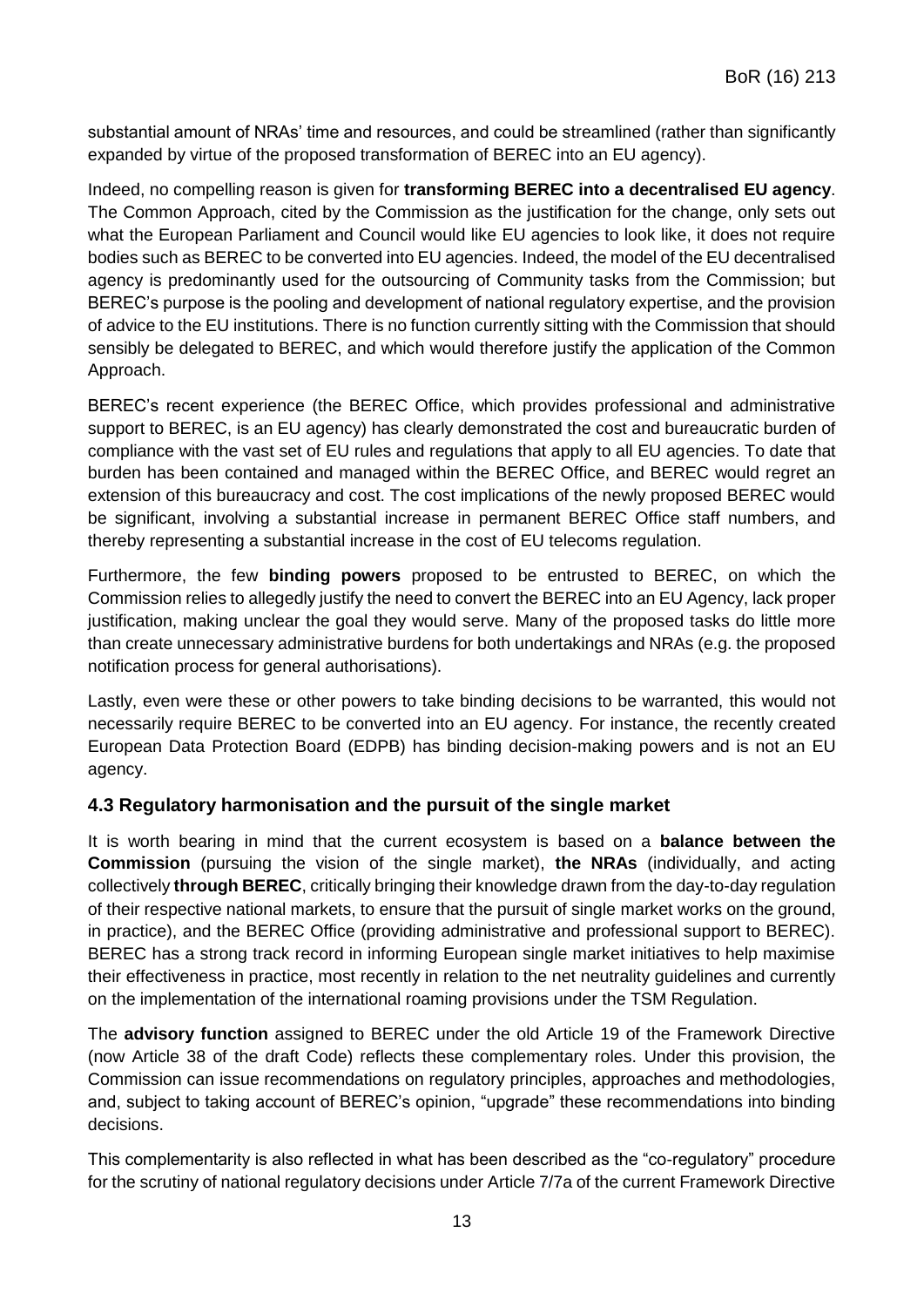substantial amount of NRAs' time and resources, and could be streamlined (rather than significantly expanded by virtue of the proposed transformation of BEREC into an EU agency).

Indeed, no compelling reason is given for **transforming BEREC into a decentralised EU agency**. The Common Approach, cited by the Commission as the justification for the change, only sets out what the European Parliament and Council would like EU agencies to look like, it does not require bodies such as BEREC to be converted into EU agencies. Indeed, the model of the EU decentralised agency is predominantly used for the outsourcing of Community tasks from the Commission; but BEREC's purpose is the pooling and development of national regulatory expertise, and the provision of advice to the EU institutions. There is no function currently sitting with the Commission that should sensibly be delegated to BEREC, and which would therefore justify the application of the Common Approach.

BEREC's recent experience (the BEREC Office, which provides professional and administrative support to BEREC, is an EU agency) has clearly demonstrated the cost and bureaucratic burden of compliance with the vast set of EU rules and regulations that apply to all EU agencies. To date that burden has been contained and managed within the BEREC Office, and BEREC would regret an extension of this bureaucracy and cost. The cost implications of the newly proposed BEREC would be significant, involving a substantial increase in permanent BEREC Office staff numbers, and thereby representing a substantial increase in the cost of EU telecoms regulation.

Furthermore, the few **binding powers** proposed to be entrusted to BEREC, on which the Commission relies to allegedly justify the need to convert the BEREC into an EU Agency, lack proper justification, making unclear the goal they would serve. Many of the proposed tasks do little more than create unnecessary administrative burdens for both undertakings and NRAs (e.g. the proposed notification process for general authorisations).

Lastly, even were these or other powers to take binding decisions to be warranted, this would not necessarily require BEREC to be converted into an EU agency. For instance, the recently created European Data Protection Board (EDPB) has binding decision-making powers and is not an EU agency.

### 4.3 Regulatory harmonisation and the pursuit of the single market

It is worth bearing in mind that the current ecosystem is based on a **balance between the Commission** (pursuing the vision of the single market), **the NRAs** (individually, and acting collectively **through BEREC**, critically bringing their knowledge drawn from the day-to-day regulation of their respective national markets, to ensure that the pursuit of single market works on the ground, in practice), and the BEREC Office (providing administrative and professional support to BEREC). BEREC has a strong track record in informing European single market initiatives to help maximise their effectiveness in practice, most recently in relation to the net neutrality guidelines and currently on the implementation of the international roaming provisions under the TSM Regulation.

The **advisory function** assigned to BEREC under the old Article 19 of the Framework Directive (now Article 38 of the draft Code) reflects these complementary roles. Under this provision, the Commission can issue recommendations on regulatory principles, approaches and methodologies, and, subject to taking account of BEREC's opinion, "upgrade" these recommendations into binding decisions.

This complementarity is also reflected in what has been described as the "co-regulatory" procedure for the scrutiny of national regulatory decisions under Article 7/7a of the current Framework Directive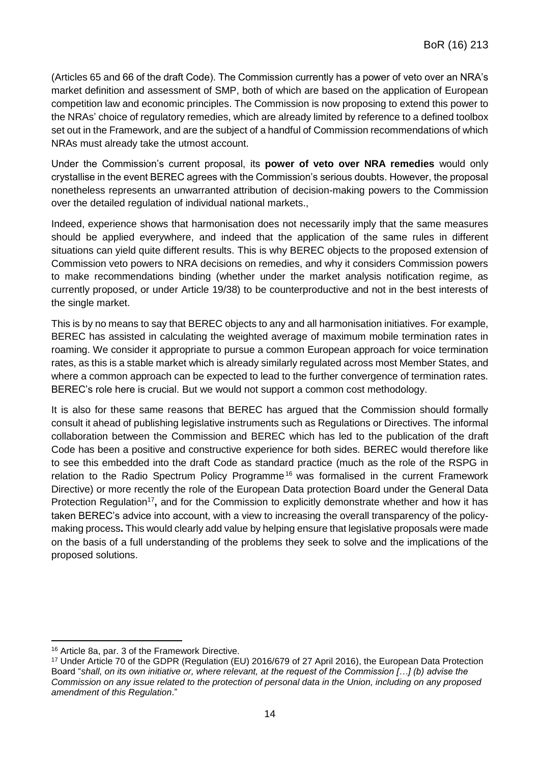(Articles 65 and 66 of the draft Code). The Commission currently has a power of veto over an NRA's market definition and assessment of SMP, both of which are based on the application of European competition law and economic principles. The Commission is now proposing to extend this power to the NRAs' choice of regulatory remedies, which are already limited by reference to a defined toolbox set out in the Framework, and are the subject of a handful of Commission recommendations of which NRAs must already take the utmost account.

Under the Commission's current proposal, its **power of veto over NRA remedies** would only crystallise in the event BEREC agrees with the Commission's serious doubts. However, the proposal nonetheless represents an unwarranted attribution of decision-making powers to the Commission over the detailed regulation of individual national markets.,

Indeed, experience shows that harmonisation does not necessarily imply that the same measures should be applied everywhere, and indeed that the application of the same rules in different situations can yield quite different results. This is why BEREC objects to the proposed extension of Commission veto powers to NRA decisions on remedies, and why it considers Commission powers to make recommendations binding (whether under the market analysis notification regime, as currently proposed, or under Article 19/38) to be counterproductive and not in the best interests of the single market.

This is by no means to say that BEREC objects to any and all harmonisation initiatives. For example, BEREC has assisted in calculating the weighted average of maximum mobile termination rates in roaming. We consider it appropriate to pursue a common European approach for voice termination rates, as this is a stable market which is already similarly regulated across most Member States, and where a common approach can be expected to lead to the further convergence of termination rates. BEREC's role here is crucial. But we would not support a common cost methodology.

It is also for these same reasons that BEREC has argued that the Commission should formally consult it ahead of publishing legislative instruments such as Regulations or Directives. The informal collaboration between the Commission and BEREC which has led to the publication of the draft Code has been a positive and constructive experience for both sides. BEREC would therefore like to see this embedded into the draft Code as standard practice (much as the role of the RSPG in relation to the Radio Spectrum Policy Programme[16] was formalised in the current Framework Directive) or more recently the role of the European Data protection Board under the General Data Protection Regulation[17]**,** and for the Commission to explicitly demonstrate whether and how it has taken BEREC's advice into account, with a view to increasing the overall transparency of the policy-making process**.** This would clearly add value by helping ensure that legislative proposals were made on the basis of a full understanding of the problems they seek to solve and the implications of the proposed solutions.

[16] Article 8a, par. 3 of the Framework Directive.

[17] Under Article 70 of the GDPR (Regulation (EU) 2016/679 of 27 April 2016), the European Data Protection Board "*shall, on its own initiative or, where relevant, at the request of the Commission […] (b) advise the Commission on any issue related to the protection of personal data in the Union, including on any proposed amendment of this Regulation*."